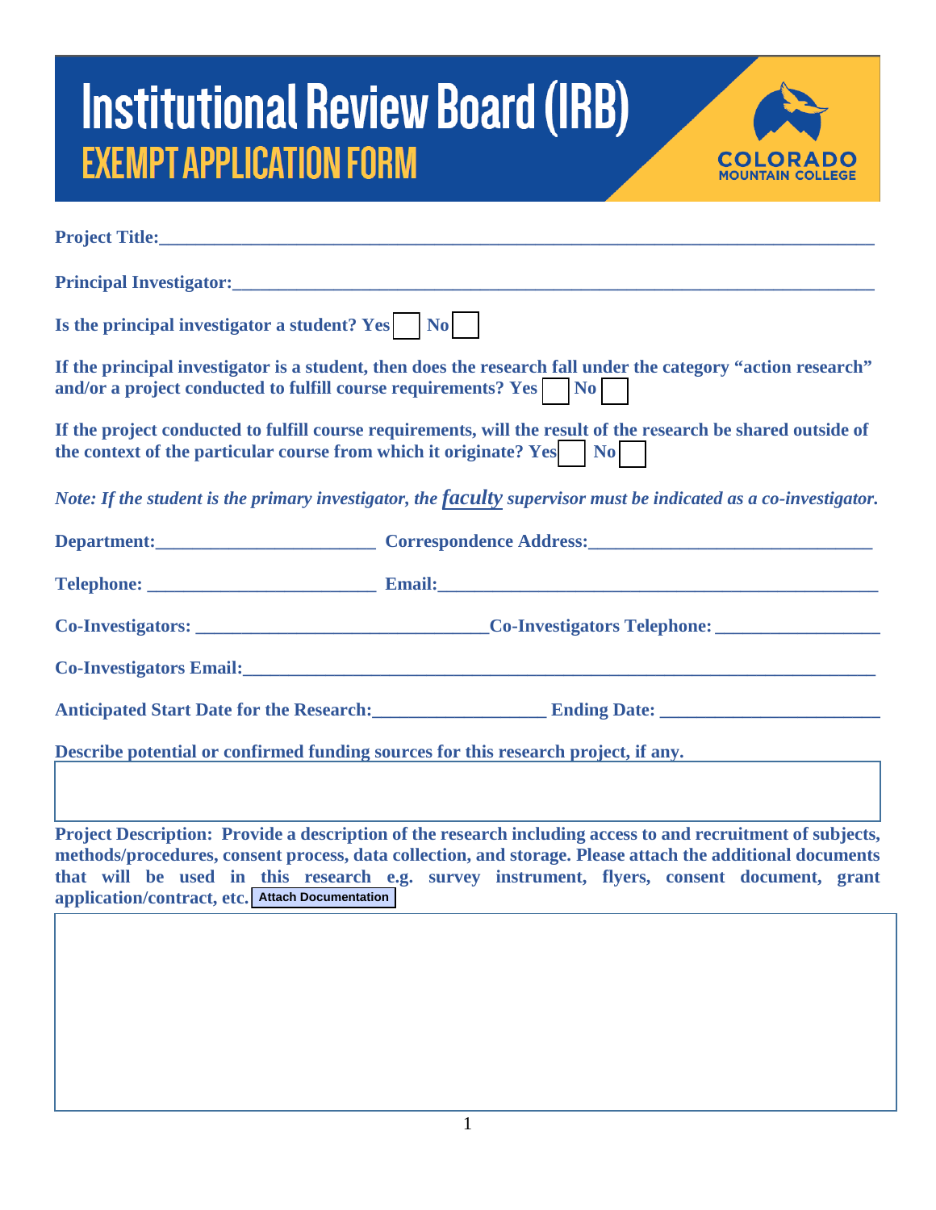# Institutional Review Board (IRB)
## EXEMPT APPLICATION FORM

COLORADO MOUNTAIN COLLEGE

**Project Title:**\_\_\_\_\_\_\_\_\_\_\_\_\_\_\_\_\_\_\_\_\_\_\_\_\_\_\_\_\_\_\_\_\_\_\_\_\_\_\_\_\_\_\_\_\_\_\_\_\_\_\_\_\_\_\_\_\_\_\_\_\_\_\_\_\_\_\_\_

**Principal Investigator:**\_\_\_\_\_\_\_\_\_\_\_\_\_\_\_\_\_\_\_\_\_\_\_\_\_\_\_\_\_\_\_\_\_\_\_\_\_\_\_\_\_\_\_\_\_\_\_\_\_\_\_\_\_\_\_\_\_\_\_\_

**Is the principal investigator a student? Yes ☐ No ☐**

**If the principal investigator is a student, then does the research fall under the category "action research" and/or a project conducted to fulfill course requirements? Yes ☐ No ☐**

**If the project conducted to fulfill course requirements, will the result of the research be shared outside of the context of the particular course from which it originate? Yes ☐ No ☐**

***Note: If the student is the primary investigator, the faculty supervisor must be indicated as a co-investigator.***

**Department:**\_\_\_\_\_\_\_\_\_\_\_\_\_\_\_\_\_\_\_\_\_\_ **Correspondence Address:**\_\_\_\_\_\_\_\_\_\_\_\_\_\_\_\_\_\_\_\_\_\_\_\_\_\_\_

**Telephone:** \_\_\_\_\_\_\_\_\_\_\_\_\_\_\_\_\_\_\_\_\_\_ **Email:**\_\_\_\_\_\_\_\_\_\_\_\_\_\_\_\_\_\_\_\_\_\_\_\_\_\_\_\_\_\_\_\_\_\_\_\_\_\_\_\_\_\_

**Co-Investigators:** \_\_\_\_\_\_\_\_\_\_\_\_\_\_\_\_\_\_\_\_\_\_\_\_\_\_\_\_**Co-Investigators Telephone:** \_\_\_\_\_\_\_\_\_\_\_\_\_\_\_\_

**Co-Investigators Email:**\_\_\_\_\_\_\_\_\_\_\_\_\_\_\_\_\_\_\_\_\_\_\_\_\_\_\_\_\_\_\_\_\_\_\_\_\_\_\_\_\_\_\_\_\_\_\_\_\_\_\_\_\_\_\_\_\_\_\_\_\_

**Anticipated Start Date for the Research:**\_\_\_\_\_\_\_\_\_\_\_\_\_\_\_\_ **Ending Date:** \_\_\_\_\_\_\_\_\_\_\_\_\_\_\_\_\_\_\_\_\_

**Describe potential or confirmed funding sources for this research project, if any.**

**Project Description: Provide a description of the research including access to and recruitment of subjects, methods/procedures, consent process, data collection, and storage. Please attach the additional documents that will be used in this research e.g. survey instrument, flyers, consent document, grant application/contract, etc.** Attach Documentation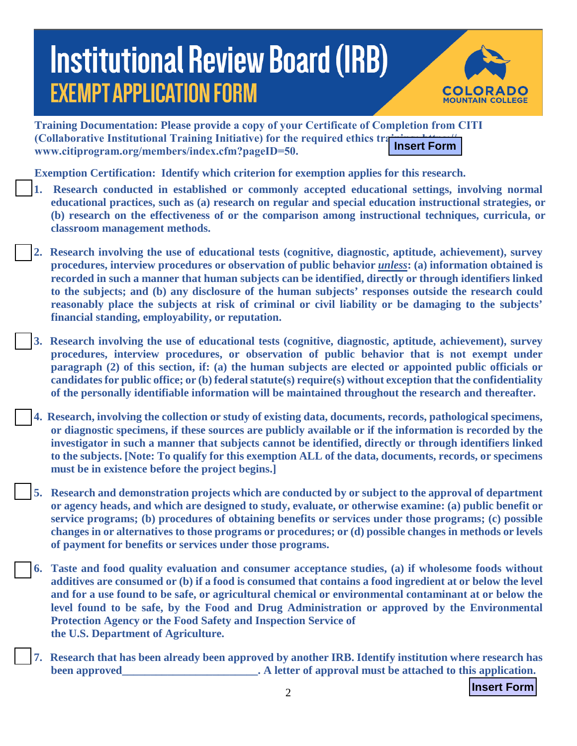# Institutional Review Board (IRB)
## EXEMPT APPLICATION FORM

**Training Documentation: Please provide a copy of your Certificate of Completion from CITI (Collaborative Institutional Training Initiative) for the required ethics training: https:// www.citiprogram.org/members/index.cfm?pageID=50.**

**Insert Form**

**Exemption Certification: Identify which criterion for exemption applies for this research.**

☐ **1. Research conducted in established or commonly accepted educational settings, involving normal educational practices, such as (a) research on regular and special education instructional strategies, or (b) research on the effectiveness of or the comparison among instructional techniques, curricula, or classroom management methods.**

☐ **2. Research involving the use of educational tests (cognitive, diagnostic, aptitude, achievement), survey procedures, interview procedures or observation of public behavior *unless*: (a) information obtained is recorded in such a manner that human subjects can be identified, directly or through identifiers linked to the subjects; and (b) any disclosure of the human subjects' responses outside the research could reasonably place the subjects at risk of criminal or civil liability or be damaging to the subjects' financial standing, employability, or reputation.**

☐ **3. Research involving the use of educational tests (cognitive, diagnostic, aptitude, achievement), survey procedures, interview procedures, or observation of public behavior that is not exempt under paragraph (2) of this section, if: (a) the human subjects are elected or appointed public officials or candidates for public office; or (b) federal statute(s) require(s) without exception that the confidentiality of the personally identifiable information will be maintained throughout the research and thereafter.**

☐ **4. Research, involving the collection or study of existing data, documents, records, pathological specimens, or diagnostic specimens, if these sources are publicly available or if the information is recorded by the investigator in such a manner that subjects cannot be identified, directly or through identifiers linked to the subjects. [Note: To qualify for this exemption ALL of the data, documents, records, or specimens must be in existence before the project begins.]**

☐ **5. Research and demonstration projects which are conducted by or subject to the approval of department or agency heads, and which are designed to study, evaluate, or otherwise examine: (a) public benefit or service programs; (b) procedures of obtaining benefits or services under those programs; (c) possible changes in or alternatives to those programs or procedures; or (d) possible changes in methods or levels of payment for benefits or services under those programs.**

☐ **6. Taste and food quality evaluation and consumer acceptance studies, (a) if wholesome foods without additives are consumed or (b) if a food is consumed that contains a food ingredient at or below the level and for a use found to be safe, or agricultural chemical or environmental contaminant at or below the level found to be safe, by the Food and Drug Administration or approved by the Environmental Protection Agency or the Food Safety and Inspection Service of the U.S. Department of Agriculture.**

☐ **7. Research that has been already been approved by another IRB. Identify institution where research has been approved________________________. A letter of approval must be attached to this application.**

**Insert Form**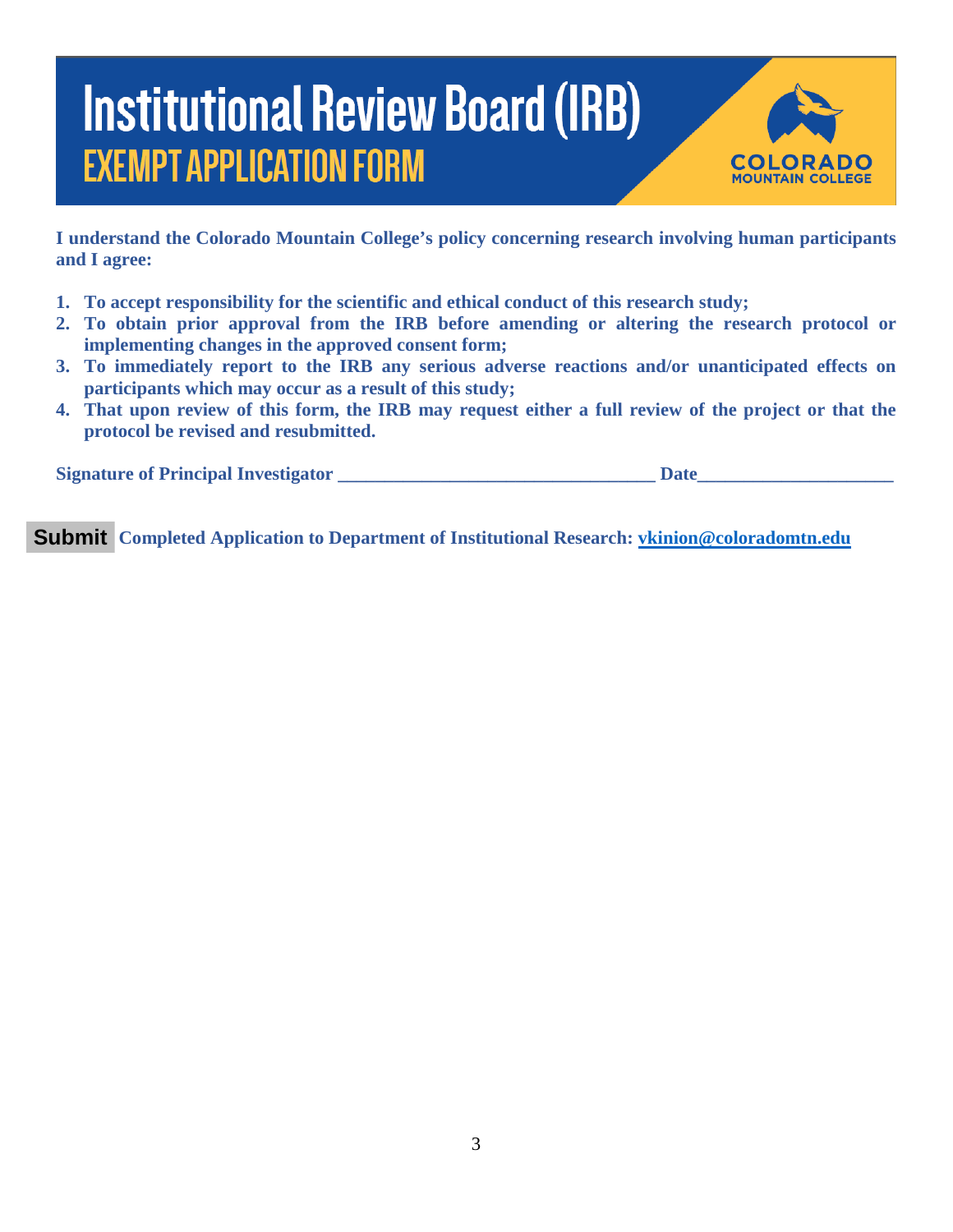# Institutional Review Board (IRB)

## EXEMPT APPLICATION FORM

COLORADO MOUNTAIN COLLEGE

**I understand the Colorado Mountain College's policy concerning research involving human participants and I agree:**

1. **To accept responsibility for the scientific and ethical conduct of this research study;**
2. **To obtain prior approval from the IRB before amending or altering the research protocol or implementing changes in the approved consent form;**
3. **To immediately report to the IRB any serious adverse reactions and/or unanticipated effects on participants which may occur as a result of this study;**
4. **That upon review of this form, the IRB may request either a full review of the project or that the protocol be revised and resubmitted.**

**Signature of Principal Investigator __________________________________ Date____________________**

**Submit** **Completed Application to Department of Institutional Research: vkinion@coloradomtn.edu**